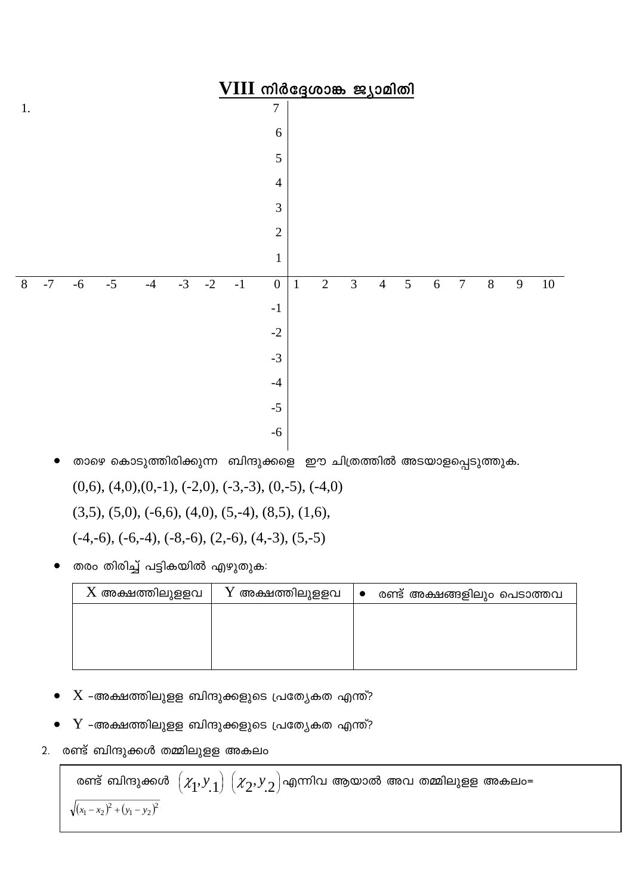# VIII നിർദ്ദേശാങ്ക ജ്യാമിതി

1.

7
6
5
4
3
2
1
8 -7 -6 -5 -4 -3 -2 -1 0 1 2 3 4 5 6 7 8 9 10
-1
-2
-3
-4
-5
-6

- താഴെ കൊടുത്തിരിക്കുന്ന ബിന്ദുക്കളെ ഈ ചിത്രത്തിൽ അടയാളപ്പെടുത്തുക.

  (0,6), (4,0),(0,-1), (-2,0), (-3,-3), (0,-5), (-4,0)

  (3,5), (5,0), (-6,6), (4,0), (5,-4), (8,5), (1,6),

  (-4,-6), (-6,-4), (-8,-6), (2,-6), (4,-3), (5,-5)

- തരം തിരിച്ച് പട്ടികയിൽ എഴുതുക:

| X അക്ഷത്തിലുള്ളവ | Y അക്ഷത്തിലുള്ളവ | • രണ്ട് അക്ഷങ്ങളിലും പെടാത്തവ |
|---|---|---|
| | | |

- X -അക്ഷത്തിലുള്ള ബിന്ദുക്കളുടെ പ്രത്യേകത എന്ത്?
- Y -അക്ഷത്തിലുള്ള ബിന്ദുക്കളുടെ പ്രത്യേകത എന്ത്?

2. രണ്ട് ബിന്ദുക്കൾ തമ്മിലുള്ള അകലം

> രണ്ട് ബിന്ദുക്കൾ $(x_1, y_1)$ $(x_2, y_2)$ എന്നിവ ആയാൽ അവ തമ്മിലുള്ള അകലം=
> $\sqrt{(x_1 - x_2)^2 + (y_1 - y_2)^2}$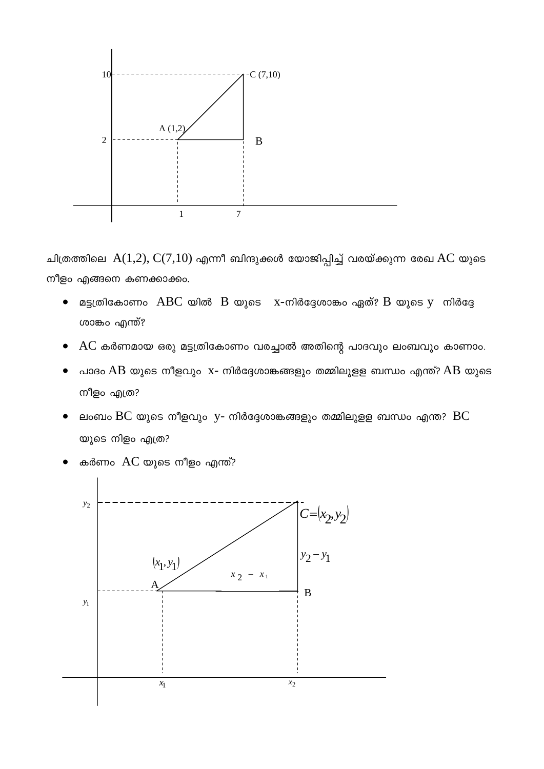ചിത്രത്തിലെ $A(1,2)$, $C(7,10)$ എന്നീ ബിന്ദുക്കൾ യോജിപ്പിച്ച് വരയ്ക്കുന്ന രേഖ AC യുടെ നീളം എങ്ങനെ കണക്കാക്കാം.

- മട്ടത്രികോണം ABC യിൽ B യുടെ x-നിർദ്ദേശാങ്കം ഏത്? B യുടെ y നിർദ്ദേശാങ്കം എന്ത്?
- AC കർണമായ ഒരു മട്ടത്രികോണം വരച്ചാൽ അതിന്റെ പാദവും ലംബവും കാണാം.
- പാദം AB യുടെ നീളവും x- നിർദ്ദേശാങ്കങ്ങളും തമ്മിലുള്ള ബന്ധം എന്ത്? AB യുടെ നീളം എത്ര?
- ലംബം BC യുടെ നീളവും y- നിർദ്ദേശാങ്കങ്ങളും തമ്മിലുള്ള ബന്ധം എന്ത? BC യുടെ നിളം എത്ര?
- കർണം AC യുടെ നീളം എന്ത്?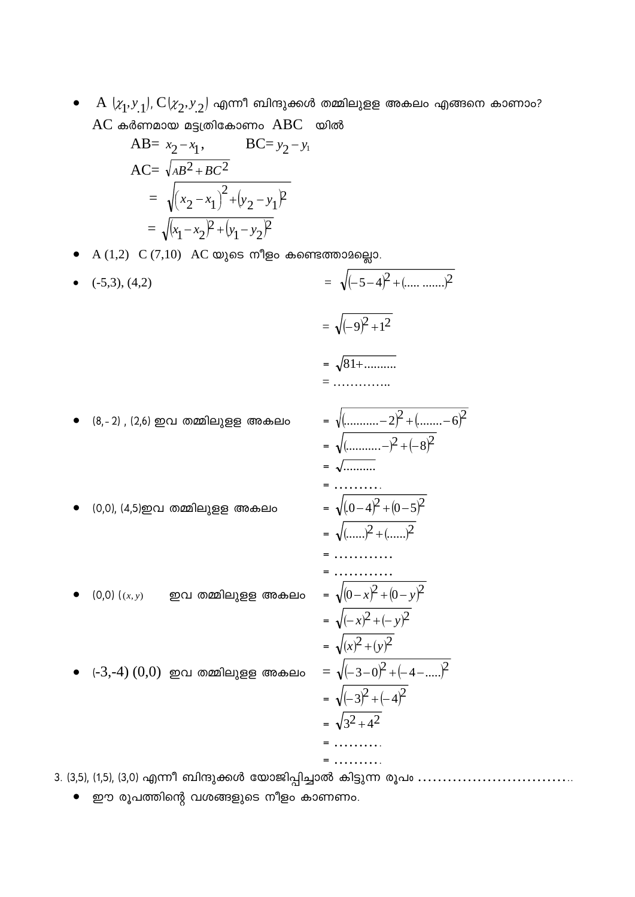- A $(x_1, y_1)$, C$(x_2, y_2)$ എന്നീ ബിന്ദുക്കൾ തമ്മിലുള്ള അകലം എങ്ങനെ കാണാം?

  AC കർണമായ മട്ടത്രികോണം ABC യിൽ

  AB= $x_2 - x_1$, BC= $y_2 - y_1$

  AC= $\sqrt{AB^2 + BC^2}$

  = $\sqrt{(x_2 - x_1)^2 + (y_2 - y_1)^2}$

  = $\sqrt{(x_1 - x_2)^2 + (y_1 - y_2)^2}$

- A (1,2) C (7,10) AC യുടെ നീളം കണ്ടെത്താമല്ലോ.

- (-5,3), (4,2)

  = $\sqrt{(-5-4)^2 + (\text{..... .......})^2}$

  = $\sqrt{(-9)^2 + 1^2}$

  = $\sqrt{81 + \text{..........}}$

  = …………..

- (8,- 2) , (2,6) ഇവ തമ്മിലുള്ള അകലം

  = $\sqrt{(\text{..........} - 2)^2 + (\text{........} - 6)^2}$

  = $\sqrt{(\text{..........} - )^2 + (-8)^2}$

  = $\sqrt{\text{..........}}$

  = ……….

- (0,0), (4,5)ഇവ തമ്മിലുള്ള അകലം

  = $\sqrt{(0-4)^2 + (0-5)^2}$

  = $\sqrt{(\text{......})^2 + (\text{......})^2}$

  = …………

  = …………

- (0,0) ( $(x, y)$ ഇവ തമ്മിലുള്ള അകലം

  = $\sqrt{(0-x)^2 + (0-y)^2}$

  = $\sqrt{(-x)^2 + (-y)^2}$

  = $\sqrt{(x)^2 + (y)^2}$

- (-3,-4) (0,0) ഇവ തമ്മിലുള്ള അകലം

  = $\sqrt{(-3-0)^2 + (-4 - \text{.....})^2}$

  = $\sqrt{(-3)^2 + (-4)^2}$

  = $\sqrt{3^2 + 4^2}$

  = ……….

  = ……….

3. (3,5), (1,5), (3,0) എന്നീ ബിന്ദുക്കൾ യോജിപ്പിച്ചാൽ കിട്ടുന്ന രൂപം …………………………..

- ഈ രൂപത്തിന്റെ വശങ്ങളുടെ നീളം കാണണം.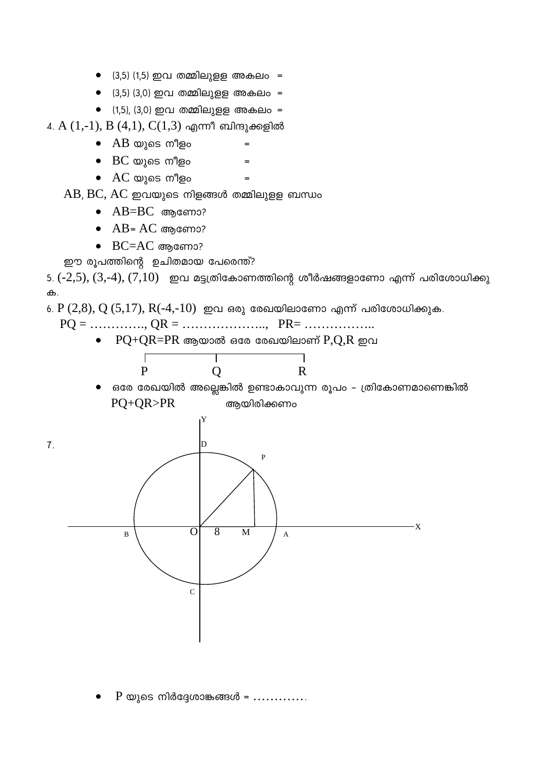- (3,5) (1,5) ഇവ തമ്മിലുള്ള അകലം =
- (3,5) (3,0) ഇവ തമ്മിലുള്ള അകലം =
- (1,5), (3,0) ഇവ തമ്മിലുള്ള അകലം =

4. A (1,-1), B (4,1), C(1,3) എന്നീ ബിന്ദുക്കളിൽ

- AB യുടെ നീളം =
- BC യുടെ നീളം =
- AC യുടെ നീളം =

AB, BC, AC ഇവയുടെ നിളങ്ങൾ തമ്മിലുള്ള ബന്ധം

- AB=BC ആണോ?
- AB= AC ആണോ?
- BC=AC ആണോ?

ഈ രൂപത്തിന്റെ ഉചിതമായ പേരെന്ത്?

5. (-2,5), (3,-4), (7,10) ഇവ മട്ടത്രികോണത്തിന്റെ ശീർഷങ്ങളാണോ എന്ന് പരിശോധിക്കുക.

6. P (2,8), Q (5,17), R(-4,-10) ഇവ ഒരു രേഖയിലാണോ എന്ന് പരിശോധിക്കുക.

PQ = …………., QR = ……………….., PR= ……………..

- PQ+QR=PR ആയാൽ ഒരേ രേഖയിലാണ് P,Q,R ഇവ

P Q R

- ഒരേ രേഖയിൽ അല്ലെങ്കിൽ ഉണ്ടാകാവുന്ന രൂപം – ത്രികോണമാണെങ്കിൽ PQ+QR>PR ആയിരിക്കണം

7.

- P യുടെ നിർദ്ദേശാങ്കങ്ങൾ = …………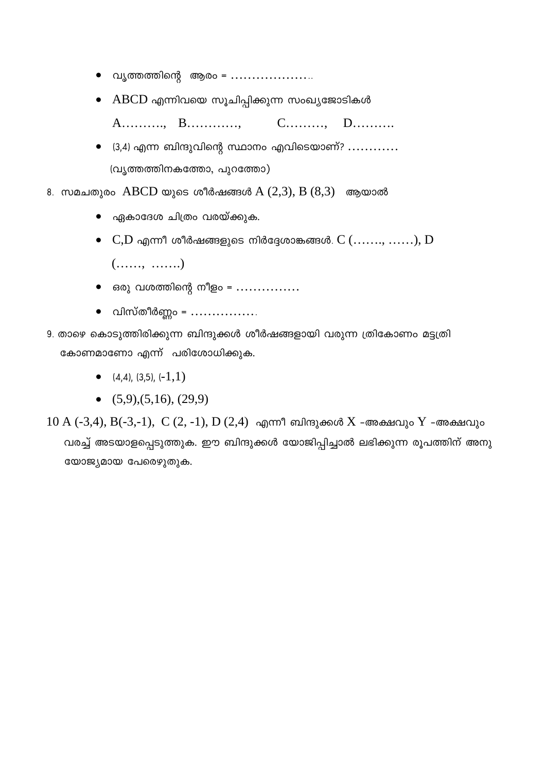- വൃത്തത്തിന്റെ ആരം = ………………..
- ABCD എന്നിവയെ സൂചിപ്പിക്കുന്ന സംഖ്യജോടികൾ

  A………., B…………, C………, D……….
- (3,4) എന്ന ബിന്ദുവിന്റെ സ്ഥാനം എവിടെയാണ്? …………

  (വൃത്തത്തിനകത്തോ, പുറത്തോ)

8. സമചതുരം ABCD യുടെ ശീർഷങ്ങൾ A (2,3), B (8,3) ആയാൽ

   - ഏകാദേശ ചിത്രം വരയ്ക്കുക.
   - C,D എന്നീ ശീർഷങ്ങളുടെ നിർദ്ദേശാങ്കങ്ങൾ. C (……., ……), D (……, …….)
   - ഒരു വശത്തിന്റെ നീളം = ……………
   - വിസ്തീർണ്ണം = …………….

9. താഴെ കൊടുത്തിരിക്കുന്ന ബിന്ദുക്കൾ ശീർഷങ്ങളായി വരുന്ന ത്രികോണം മട്ടത്രികോണമാണോ എന്ന് പരിശോധിക്കുക.

   - (4,4), (3,5), (-1,1)
   - (5,9),(5,16), (29,9)

10. A (-3,4), B(-3,-1), C (2, -1), D (2,4) എന്നീ ബിന്ദുക്കൾ X -അക്ഷവും Y -അക്ഷവും വരച്ച് അടയാളപ്പെടുത്തുക. ഈ ബിന്ദുക്കൾ യോജിപ്പിച്ചാൽ ലഭിക്കുന്ന രൂപത്തിന് അനുയോജ്യമായ പേരെഴുതുക.